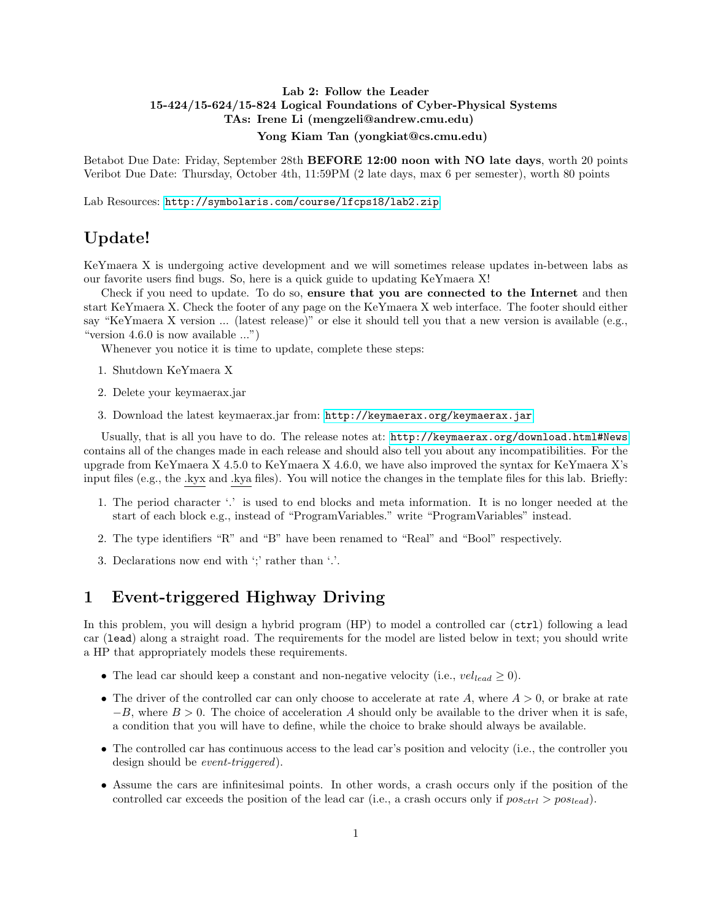**Lab 2: Follow the Leader**
**15-424/15-624/15-824 Logical Foundations of Cyber-Physical Systems**
**TAs: Irene Li (mengzeli@andrew.cmu.edu)**
**Yong Kiam Tan (yongkiat@cs.cmu.edu)**

Betabot Due Date: Friday, September 28th **BEFORE 12:00 noon with NO late days**, worth 20 points
Veribot Due Date: Thursday, October 4th, 11:59PM (2 late days, max 6 per semester), worth 80 points

Lab Resources: http://symbolaris.com/course/lfcps18/lab2.zip

## Update!

KeYmaera X is undergoing active development and we will sometimes release updates in-between labs as our favorite users find bugs. So, here is a quick guide to updating KeYmaera X!

Check if you need to update. To do so, **ensure that you are connected to the Internet** and then start KeYmaera X. Check the footer of any page on the KeYmaera X web interface. The footer should either say "KeYmaera X version ... (latest release)" or else it should tell you that a new version is available (e.g., "version 4.6.0 is now available ...")

Whenever you notice it is time to update, complete these steps:

1. Shutdown KeYmaera X
2. Delete your keymaerax.jar
3. Download the latest keymaerax.jar from: http://keymaerax.org/keymaerax.jar

Usually, that is all you have to do. The release notes at: http://keymaerax.org/download.html#News contains all of the changes made in each release and should also tell you about any incompatibilities. For the upgrade from KeYmaera X 4.5.0 to KeYmaera X 4.6.0, we have also improved the syntax for KeYmaera X's input files (e.g., the .kyx and .kya files). You will notice the changes in the template files for this lab. Briefly:

1. The period character '.' is used to end blocks and meta information. It is no longer needed at the start of each block e.g., instead of "ProgramVariables." write "ProgramVariables" instead.
2. The type identifiers "R" and "B" have been renamed to "Real" and "Bool" respectively.
3. Declarations now end with ';' rather than '.'.

## 1 Event-triggered Highway Driving

In this problem, you will design a hybrid program (HP) to model a controlled car (`ctrl`) following a lead car (`lead`) along a straight road. The requirements for the model are listed below in text; you should write a HP that appropriately models these requirements.

- The lead car should keep a constant and non-negative velocity (i.e., $vel_{lead} \geq 0$).
- The driver of the controlled car can only choose to accelerate at rate $A$, where $A > 0$, or brake at rate $-B$, where $B > 0$. The choice of acceleration $A$ should only be available to the driver when it is safe, a condition that you will have to define, while the choice to brake should always be available.
- The controlled car has continuous access to the lead car's position and velocity (i.e., the controller you design should be *event-triggered*).
- Assume the cars are infinitesimal points. In other words, a crash occurs only if the position of the controlled car exceeds the position of the lead car (i.e., a crash occurs only if $pos_{ctrl} > pos_{lead}$).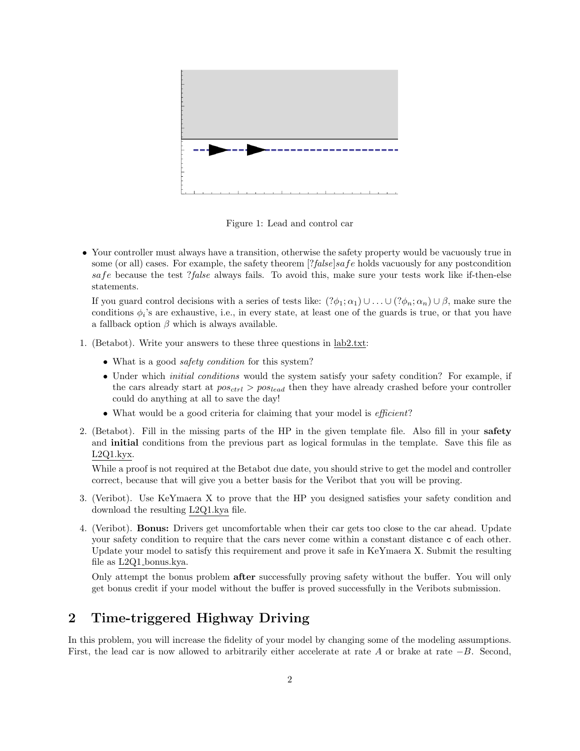Figure 1: Lead and control car

- Your controller must always have a transition, otherwise the safety property would be vacuously true in some (or all) cases. For example, the safety theorem $[?false]safe$ holds vacuously for any postcondition $safe$ because the test $?false$ always fails. To avoid this, make sure your tests work like if-then-else statements.

  If you guard control decisions with a series of tests like: $(?\phi_1; \alpha_1) \cup \ldots \cup (?\phi_n; \alpha_n) \cup \beta$, make sure the conditions $\phi_i$'s are exhaustive, i.e., in every state, at least one of the guards is true, or that you have a fallback option $\beta$ which is always available.

1. (Betabot). Write your answers to these three questions in lab2.txt:
   - What is a good *safety condition* for this system?
   - Under which *initial conditions* would the system satisfy your safety condition? For example, if the cars already start at $pos_{ctrl} > pos_{lead}$ then they have already crashed before your controller could do anything at all to save the day!
   - What would be a good criteria for claiming that your model is *efficient*?

2. (Betabot). Fill in the missing parts of the HP in the given template file. Also fill in your **safety** and **initial** conditions from the previous part as logical formulas in the template. Save this file as L2Q1.kyx.

   While a proof is not required at the Betabot due date, you should strive to get the model and controller correct, because that will give you a better basis for the Veribot that you will be proving.

3. (Veribot). Use KeYmaera X to prove that the HP you designed satisfies your safety condition and download the resulting L2Q1.kya file.

4. (Veribot). **Bonus:** Drivers get uncomfortable when their car gets too close to the car ahead. Update your safety condition to require that the cars never come within a constant distance `c` of each other. Update your model to satisfy this requirement and prove it safe in KeYmaera X. Submit the resulting file as L2Q1_bonus.kya.

   Only attempt the bonus problem **after** successfully proving safety without the buffer. You will only get bonus credit if your model without the buffer is proved successfully in the Veribots submission.

## 2 Time-triggered Highway Driving

In this problem, you will increase the fidelity of your model by changing some of the modeling assumptions. First, the lead car is now allowed to arbitrarily either accelerate at rate $A$ or brake at rate $-B$. Second,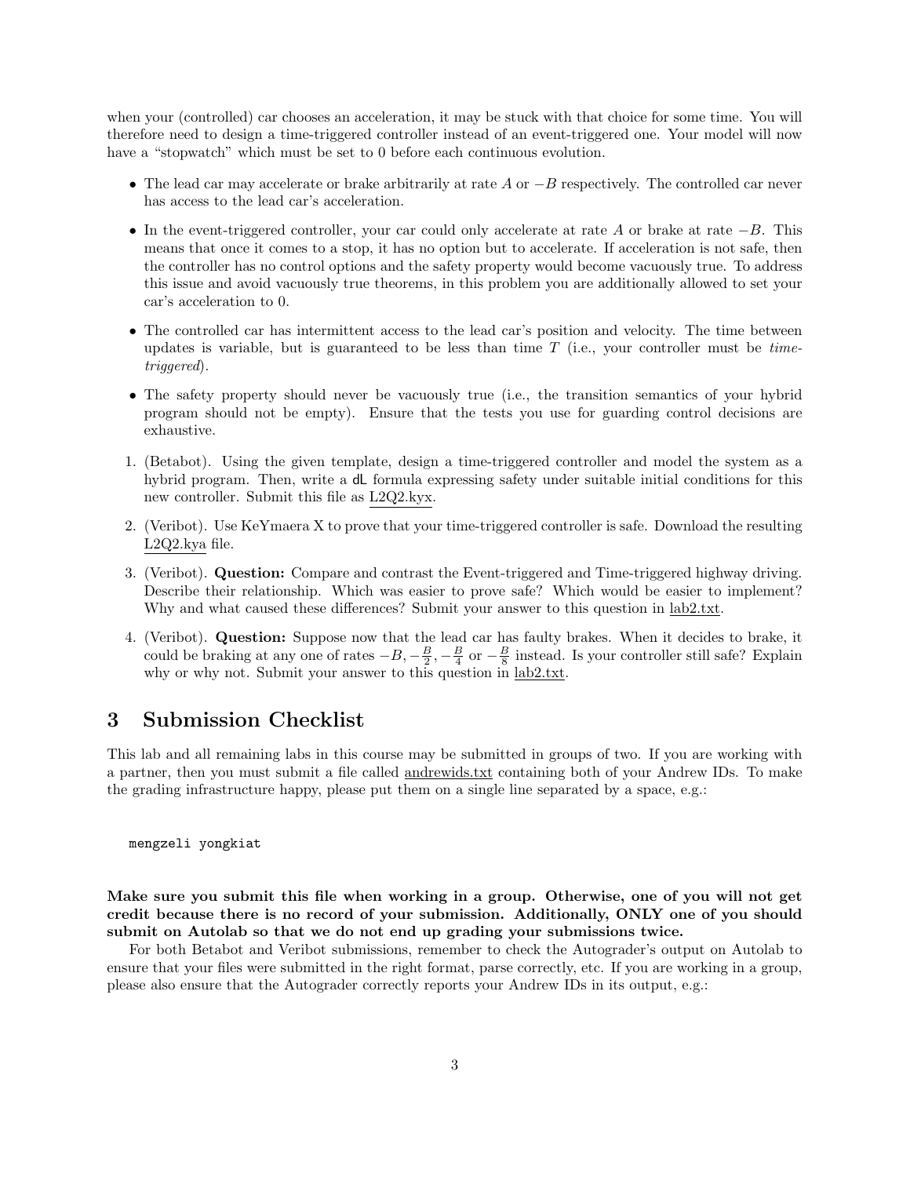when your (controlled) car chooses an acceleration, it may be stuck with that choice for some time. You will therefore need to design a time-triggered controller instead of an event-triggered one. Your model will now have a "stopwatch" which must be set to 0 before each continuous evolution.

- The lead car may accelerate or brake arbitrarily at rate $A$ or $-B$ respectively. The controlled car never has access to the lead car's acceleration.
- In the event-triggered controller, your car could only accelerate at rate $A$ or brake at rate $-B$. This means that once it comes to a stop, it has no option but to accelerate. If acceleration is not safe, then the controller has no control options and the safety property would become vacuously true. To address this issue and avoid vacuously true theorems, in this problem you are additionally allowed to set your car's acceleration to 0.
- The controlled car has intermittent access to the lead car's position and velocity. The time between updates is variable, but is guaranteed to be less than time $T$ (i.e., your controller must be *time-triggered*).
- The safety property should never be vacuously true (i.e., the transition semantics of your hybrid program should not be empty). Ensure that the tests you use for guarding control decisions are exhaustive.

1. (Betabot). Using the given template, design a time-triggered controller and model the system as a hybrid program. Then, write a dL formula expressing safety under suitable initial conditions for this new controller. Submit this file as L2Q2.kyx.
2. (Veribot). Use KeYmaera X to prove that your time-triggered controller is safe. Download the resulting L2Q2.kya file.
3. (Veribot). **Question:** Compare and contrast the Event-triggered and Time-triggered highway driving. Describe their relationship. Which was easier to prove safe? Which would be easier to implement? Why and what caused these differences? Submit your answer to this question in lab2.txt.
4. (Veribot). **Question:** Suppose now that the lead car has faulty brakes. When it decides to brake, it could be braking at any one of rates $-B, -\frac{B}{2}, -\frac{B}{4}$ or $-\frac{B}{8}$ instead. Is your controller still safe? Explain why or why not. Submit your answer to this question in lab2.txt.

# 3 Submission Checklist

This lab and all remaining labs in this course may be submitted in groups of two. If you are working with a partner, then you must submit a file called andrewids.txt containing both of your Andrew IDs. To make the grading infrastructure happy, please put them on a single line separated by a space, e.g.:

```
mengzeli yongkiat
```

**Make sure you submit this file when working in a group. Otherwise, one of you will not get credit because there is no record of your submission. Additionally, ONLY one of you should submit on Autolab so that we do not end up grading your submissions twice.**

For both Betabot and Veribot submissions, remember to check the Autograder's output on Autolab to ensure that your files were submitted in the right format, parse correctly, etc. If you are working in a group, please also ensure that the Autograder correctly reports your Andrew IDs in its output, e.g.: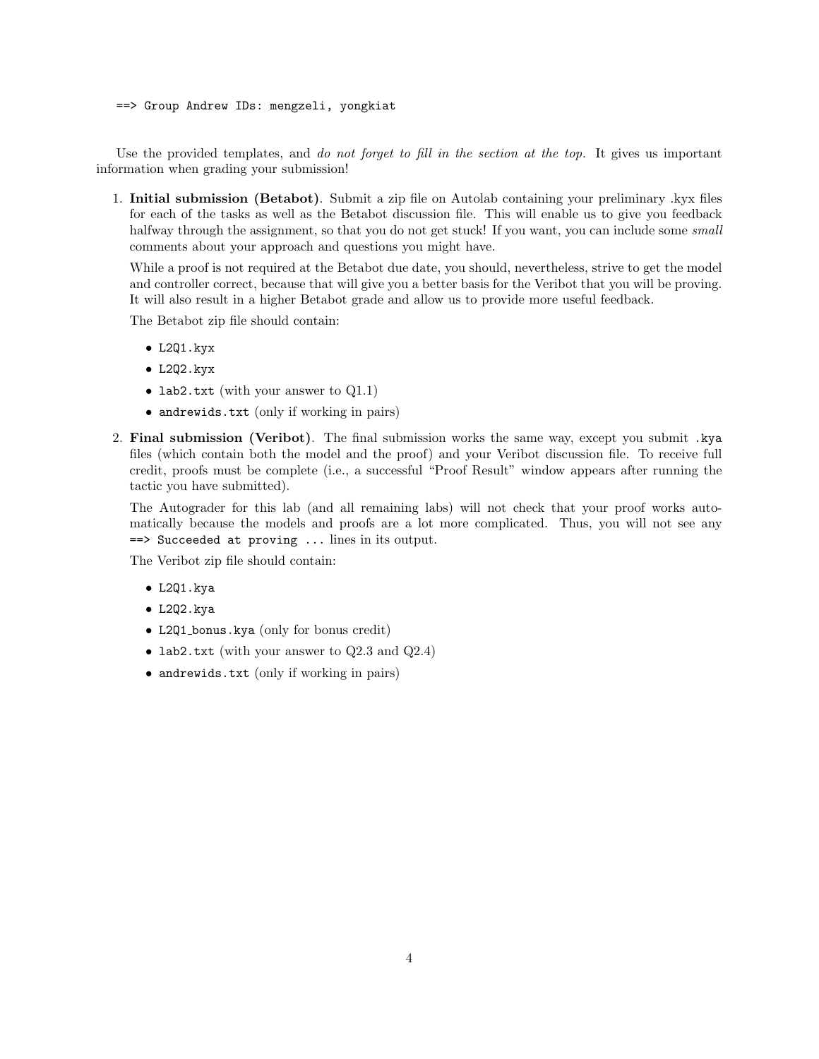```
==> Group Andrew IDs: mengzeli, yongkiat
```

Use the provided templates, and *do not forget to fill in the section at the top.* It gives us important information when grading your submission!

1. **Initial submission (Betabot)**. Submit a zip file on Autolab containing your preliminary .kyx files for each of the tasks as well as the Betabot discussion file. This will enable us to give you feedback halfway through the assignment, so that you do not get stuck! If you want, you can include some *small* comments about your approach and questions you might have.

   While a proof is not required at the Betabot due date, you should, nevertheless, strive to get the model and controller correct, because that will give you a better basis for the Veribot that you will be proving. It will also result in a higher Betabot grade and allow us to provide more useful feedback.

   The Betabot zip file should contain:

   - `L2Q1.kyx`
   - `L2Q2.kyx`
   - `lab2.txt` (with your answer to Q1.1)
   - `andrewids.txt` (only if working in pairs)

2. **Final submission (Veribot)**. The final submission works the same way, except you submit `.kya` files (which contain both the model and the proof) and your Veribot discussion file. To receive full credit, proofs must be complete (i.e., a successful "Proof Result" window appears after running the tactic you have submitted).

   The Autograder for this lab (and all remaining labs) will not check that your proof works automatically because the models and proofs are a lot more complicated. Thus, you will not see any `==> Succeeded at proving ...` lines in its output.

   The Veribot zip file should contain:

   - `L2Q1.kya`
   - `L2Q2.kya`
   - `L2Q1_bonus.kya` (only for bonus credit)
   - `lab2.txt` (with your answer to Q2.3 and Q2.4)
   - `andrewids.txt` (only if working in pairs)